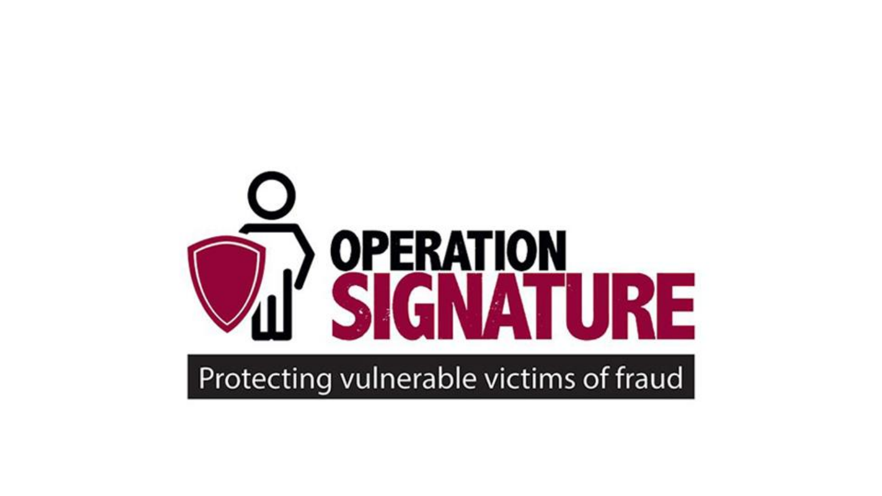# OPERATION SIGNATURE

Protecting vulnerable victims of fraud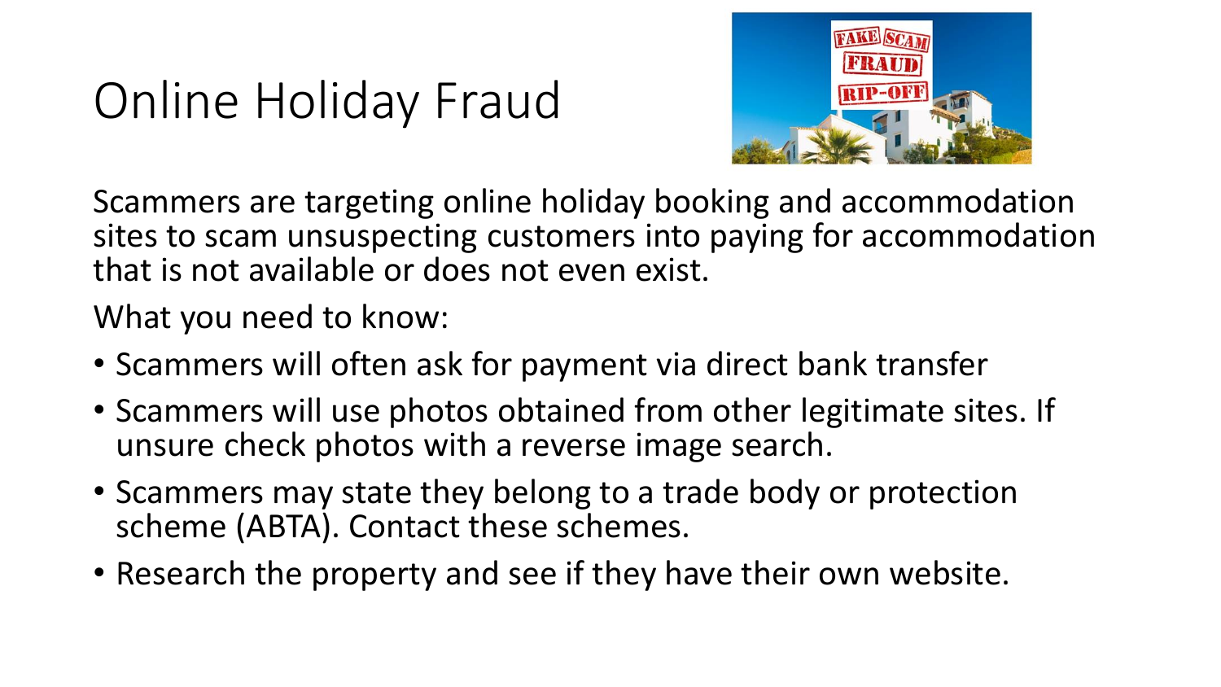# Online Holiday Fraud

Scammers are targeting online holiday booking and accommodation sites to scam unsuspecting customers into paying for accommodation that is not available or does not even exist.

What you need to know:

- Scammers will often ask for payment via direct bank transfer
- Scammers will use photos obtained from other legitimate sites. If unsure check photos with a reverse image search.
- Scammers may state they belong to a trade body or protection scheme (ABTA). Contact these schemes.
- Research the property and see if they have their own website.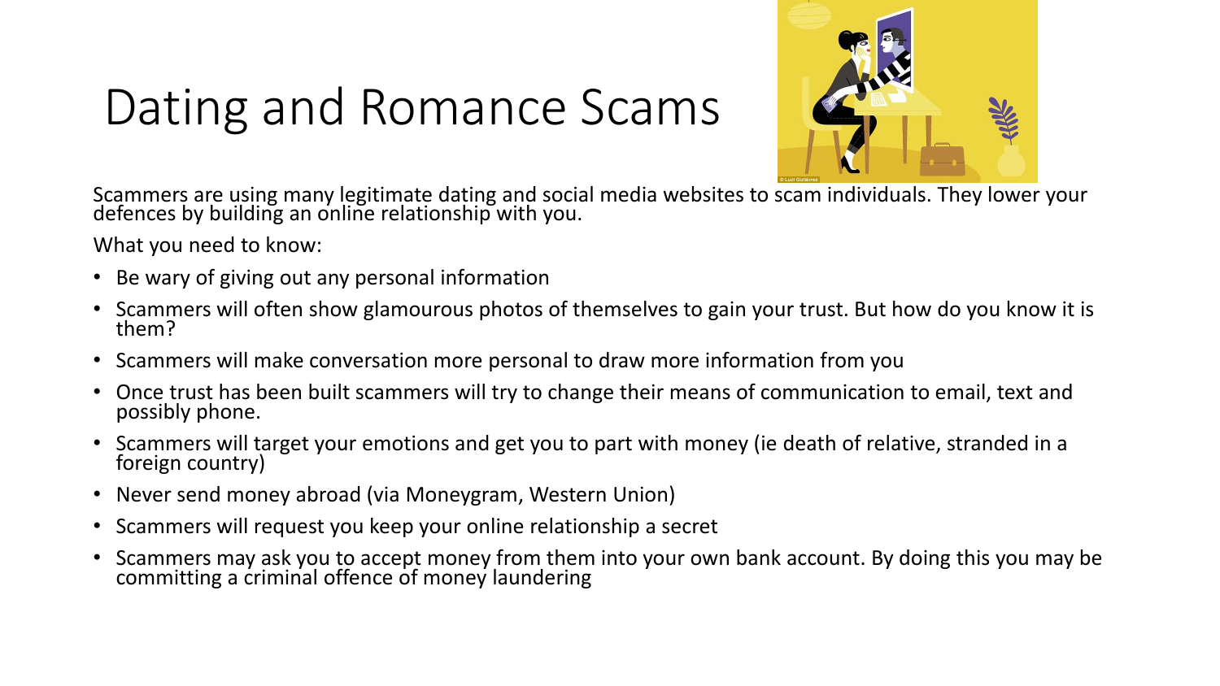# Dating and Romance Scams

Scammers are using many legitimate dating and social media websites to scam individuals. They lower your defences by building an online relationship with you.

What you need to know:

- Be wary of giving out any personal information
- Scammers will often show glamourous photos of themselves to gain your trust. But how do you know it is them?
- Scammers will make conversation more personal to draw more information from you
- Once trust has been built scammers will try to change their means of communication to email, text and possibly phone.
- Scammers will target your emotions and get you to part with money (ie death of relative, stranded in a foreign country)
- Never send money abroad (via Moneygram, Western Union)
- Scammers will request you keep your online relationship a secret
- Scammers may ask you to accept money from them into your own bank account. By doing this you may be committing a criminal offence of money laundering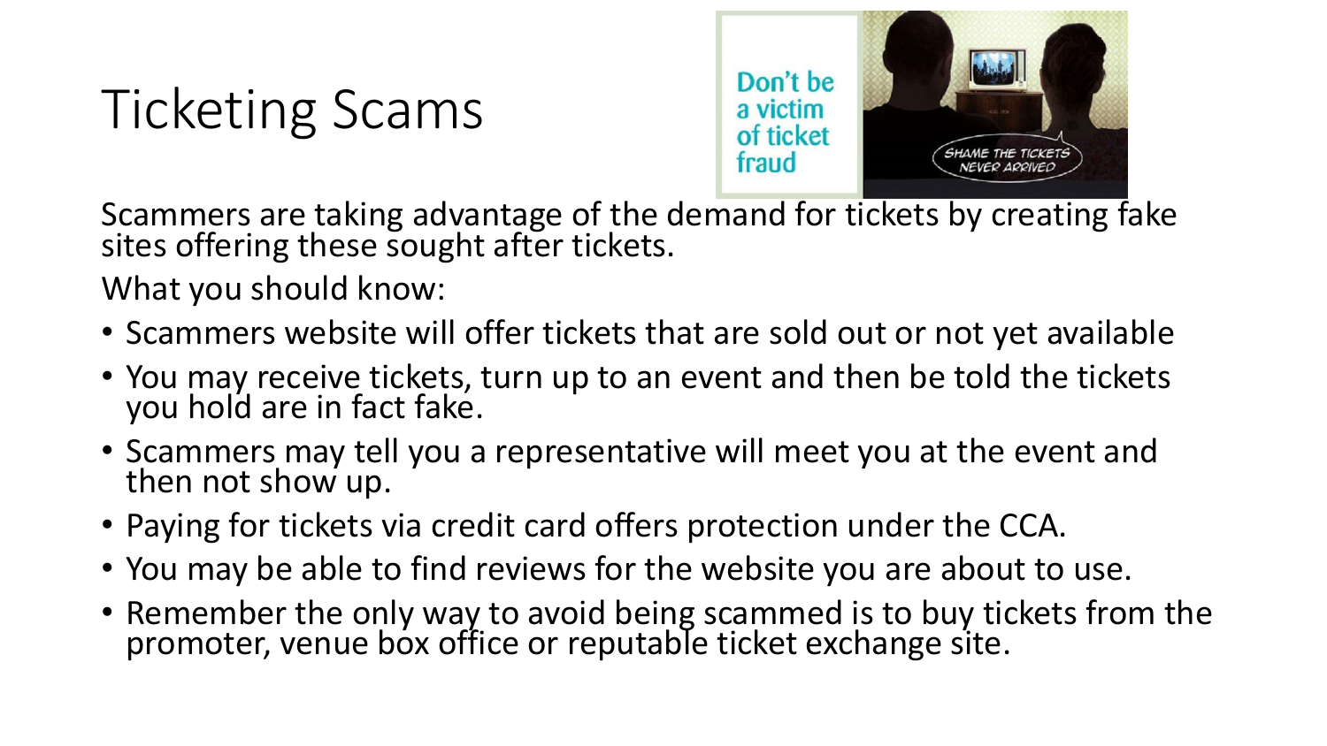# Ticketing Scams

Scammers are taking advantage of the demand for tickets by creating fake sites offering these sought after tickets.

What you should know:

- Scammers website will offer tickets that are sold out or not yet available
- You may receive tickets, turn up to an event and then be told the tickets you hold are in fact fake.
- Scammers may tell you a representative will meet you at the event and then not show up.
- Paying for tickets via credit card offers protection under the CCA.
- You may be able to find reviews for the website you are about to use.
- Remember the only way to avoid being scammed is to buy tickets from the promoter, venue box office or reputable ticket exchange site.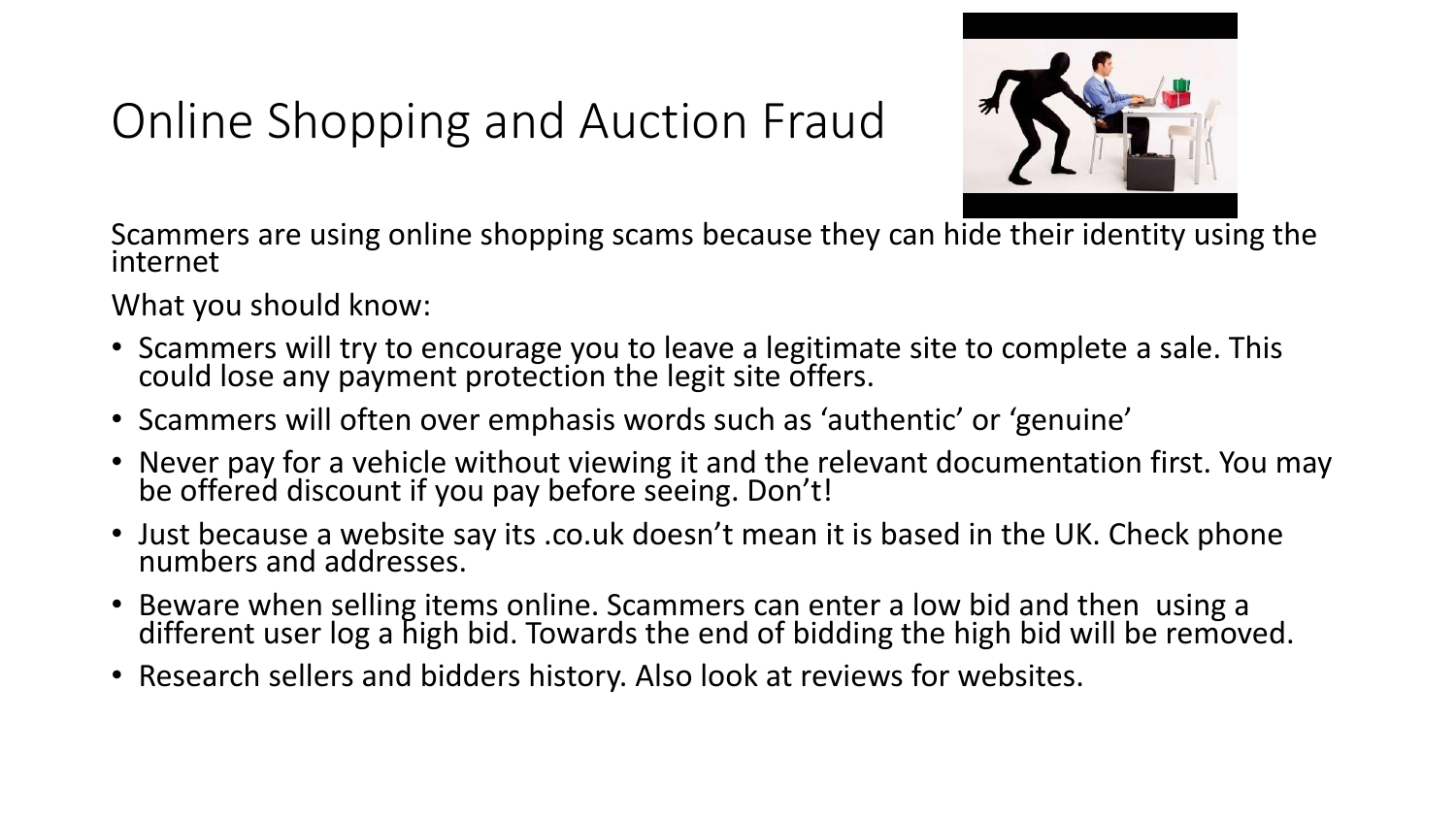# Online Shopping and Auction Fraud

Scammers are using online shopping scams because they can hide their identity using the internet

What you should know:

- Scammers will try to encourage you to leave a legitimate site to complete a sale. This could lose any payment protection the legit site offers.
- Scammers will often over emphasis words such as 'authentic' or 'genuine'
- Never pay for a vehicle without viewing it and the relevant documentation first. You may be offered discount if you pay before seeing. Don't!
- Just because a website say its .co.uk doesn't mean it is based in the UK. Check phone numbers and addresses.
- Beware when selling items online. Scammers can enter a low bid and then using a different user log a high bid. Towards the end of bidding the high bid will be removed.
- Research sellers and bidders history. Also look at reviews for websites.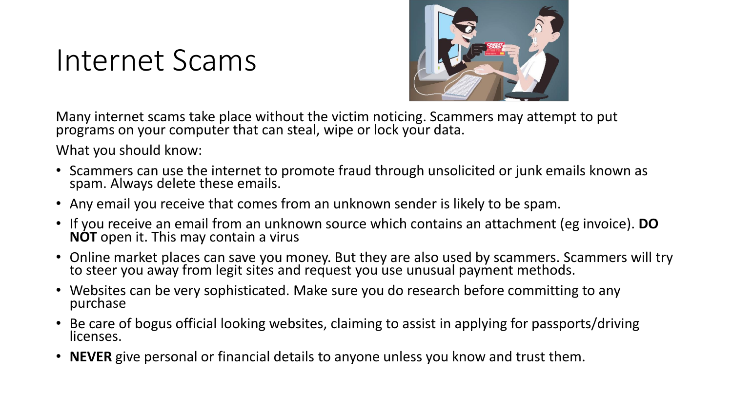# Internet Scams

Many internet scams take place without the victim noticing. Scammers may attempt to put programs on your computer that can steal, wipe or lock your data.

What you should know:

- Scammers can use the internet to promote fraud through unsolicited or junk emails known as spam. Always delete these emails.
- Any email you receive that comes from an unknown sender is likely to be spam.
- If you receive an email from an unknown source which contains an attachment (eg invoice). **DO NOT** open it. This may contain a virus
- Online market places can save you money. But they are also used by scammers. Scammers will try to steer you away from legit sites and request you use unusual payment methods.
- Websites can be very sophisticated. Make sure you do research before committing to any purchase
- Be care of bogus official looking websites, claiming to assist in applying for passports/driving licenses.
- **NEVER** give personal or financial details to anyone unless you know and trust them.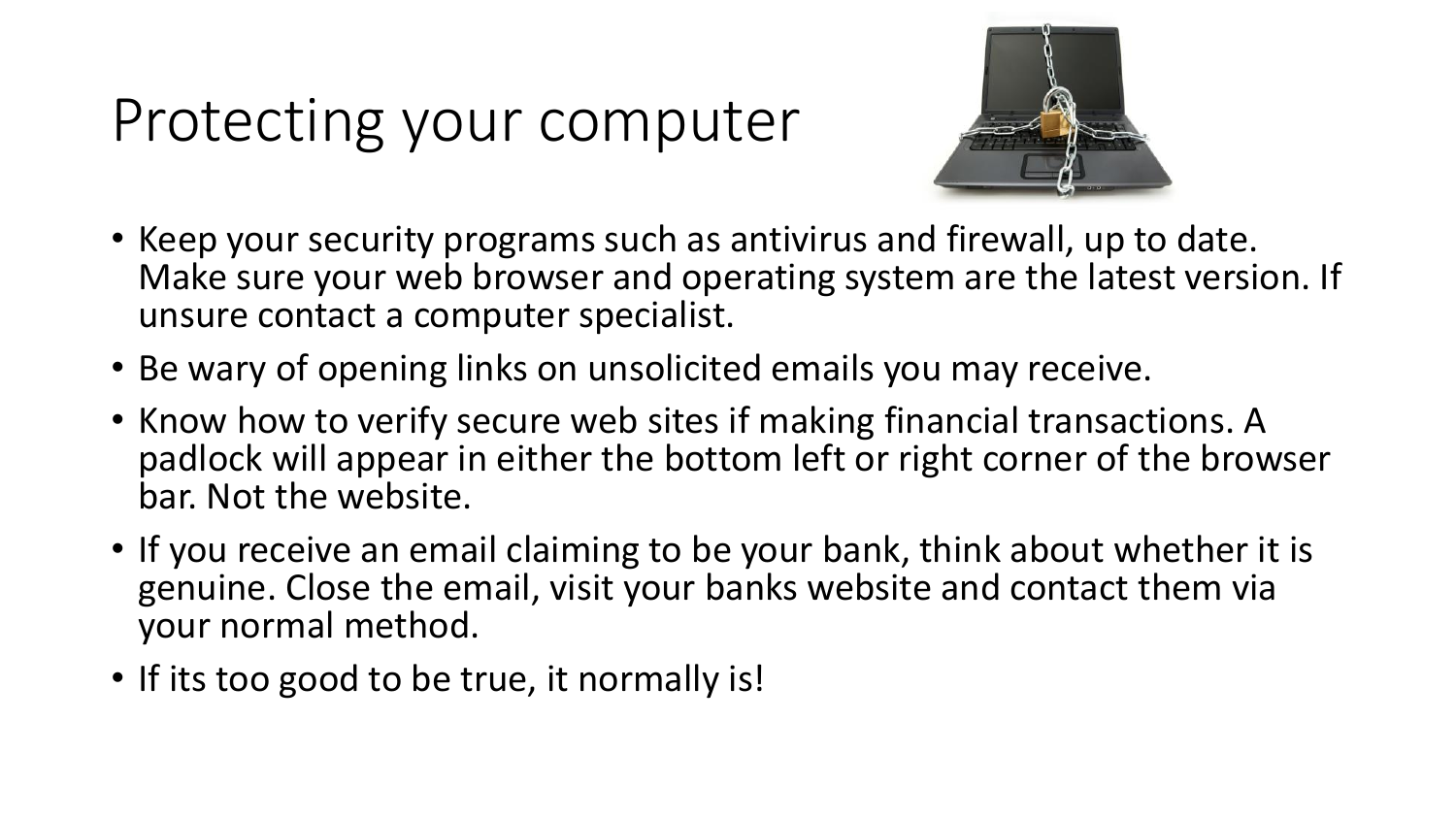# Protecting your computer

- Keep your security programs such as antivirus and firewall, up to date. Make sure your web browser and operating system are the latest version. If unsure contact a computer specialist.
- Be wary of opening links on unsolicited emails you may receive.
- Know how to verify secure web sites if making financial transactions. A padlock will appear in either the bottom left or right corner of the browser bar. Not the website.
- If you receive an email claiming to be your bank, think about whether it is genuine. Close the email, visit your banks website and contact them via your normal method.
- If its too good to be true, it normally is!